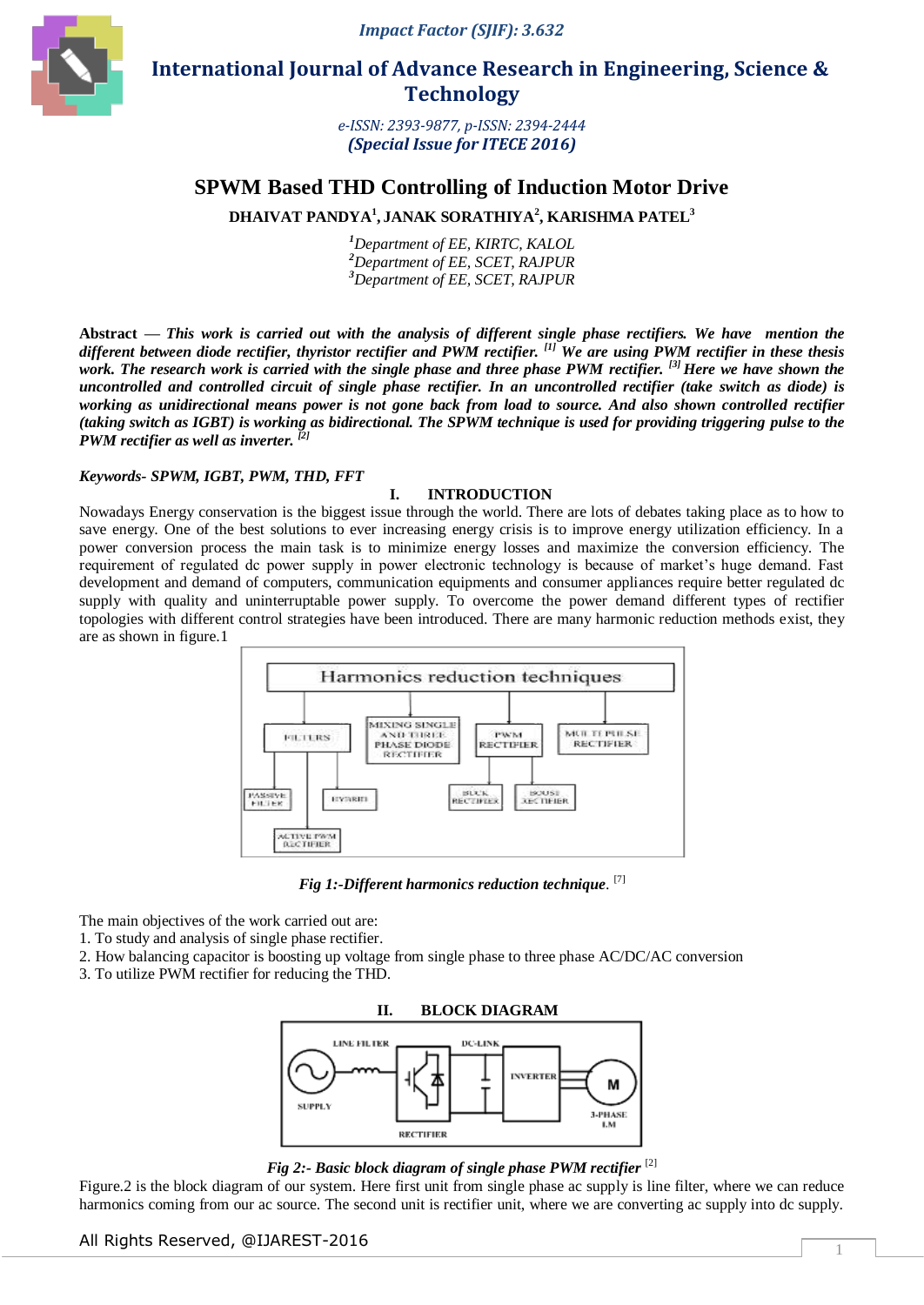# SPWM Based THD Controlling of Induction Motor Drive

**DHAIVAT PANDYA[1], JANAK SORATHIYA[2], KARISHMA PATEL[3]**

[1]*Department of EE, KIRTC, KALOL*
[2]*Department of EE, SCET, RAJPUR*
[3]*Department of EE, SCET, RAJPUR*

**Abstract** — ***This work is carried out with the analysis of different single phase rectifiers. We have mention the different between diode rectifier, thyristor rectifier and PWM rectifier.*** [1] ***We are using PWM rectifier in these thesis work. The research work is carried with the single phase and three phase PWM rectifier.*** [3] ***Here we have shown the uncontrolled and controlled circuit of single phase rectifier. In an uncontrolled rectifier (take switch as diode) is working as unidirectional means power is not gone back from load to source. And also shown controlled rectifier (taking switch as IGBT) is working as bidirectional. The SPWM technique is used for providing triggering pulse to the PWM rectifier as well as inverter.*** [2]

***Keywords- SPWM, IGBT, PWM, THD, FFT***

## I. INTRODUCTION

Nowadays Energy conservation is the biggest issue through the world. There are lots of debates taking place as to how to save energy. One of the best solutions to ever increasing energy crisis is to improve energy utilization efficiency. In a power conversion process the main task is to minimize energy losses and maximize the conversion efficiency. The requirement of regulated dc power supply in power electronic technology is because of market's huge demand. Fast development and demand of computers, communication equipments and consumer appliances require better regulated dc supply with quality and uninterruptable power supply. To overcome the power demand different types of rectifier topologies with different control strategies have been introduced. There are many harmonic reduction methods exist, they are as shown in figure.1

***Fig 1:-Different harmonics reduction technique***. [7]

The main objectives of the work carried out are:

1. To study and analysis of single phase rectifier.
2. How balancing capacitor is boosting up voltage from single phase to three phase AC/DC/AC conversion
3. To utilize PWM rectifier for reducing the THD.

## II. BLOCK DIAGRAM

***Fig 2:- Basic block diagram of single phase PWM rectifier*** [2]

Figure.2 is the block diagram of our system. Here first unit from single phase ac supply is line filter, where we can reduce harmonics coming from our ac source. The second unit is rectifier unit, where we are converting ac supply into dc supply.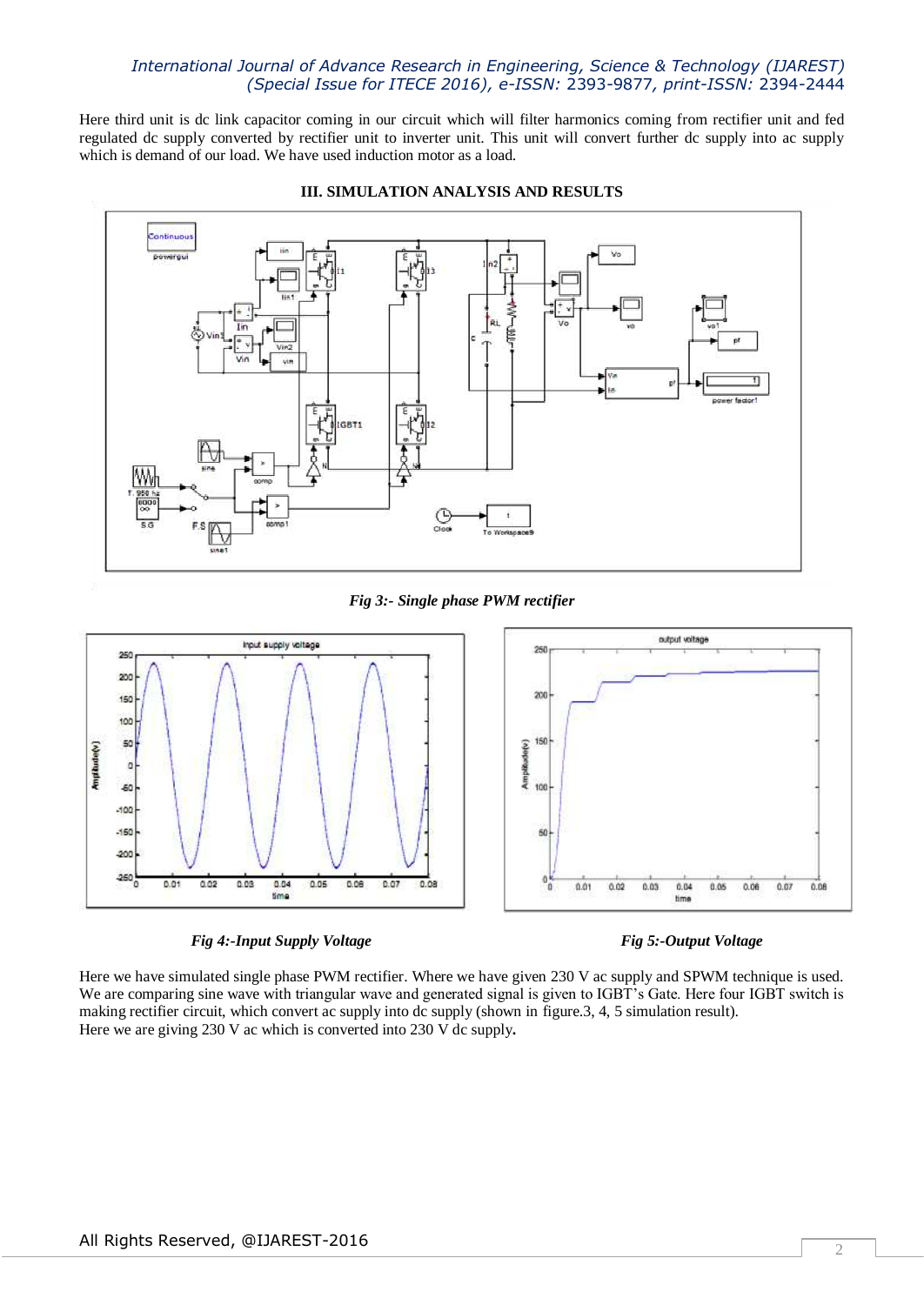Here third unit is dc link capacitor coming in our circuit which will filter harmonics coming from rectifier unit and fed regulated dc supply converted by rectifier unit to inverter unit. This unit will convert further dc supply into ac supply which is demand of our load. We have used induction motor as a load.

## III. SIMULATION ANALYSIS AND RESULTS

*Fig 3:- Single phase PWM rectifier*

*Fig 4:-Input Supply Voltage*

*Fig 5:-Output Voltage*

Here we have simulated single phase PWM rectifier. Where we have given 230 V ac supply and SPWM technique is used. We are comparing sine wave with triangular wave and generated signal is given to IGBT's Gate. Here four IGBT switch is making rectifier circuit, which convert ac supply into dc supply (shown in figure.3, 4, 5 simulation result).
Here we are giving 230 V ac which is converted into 230 V dc supply**.**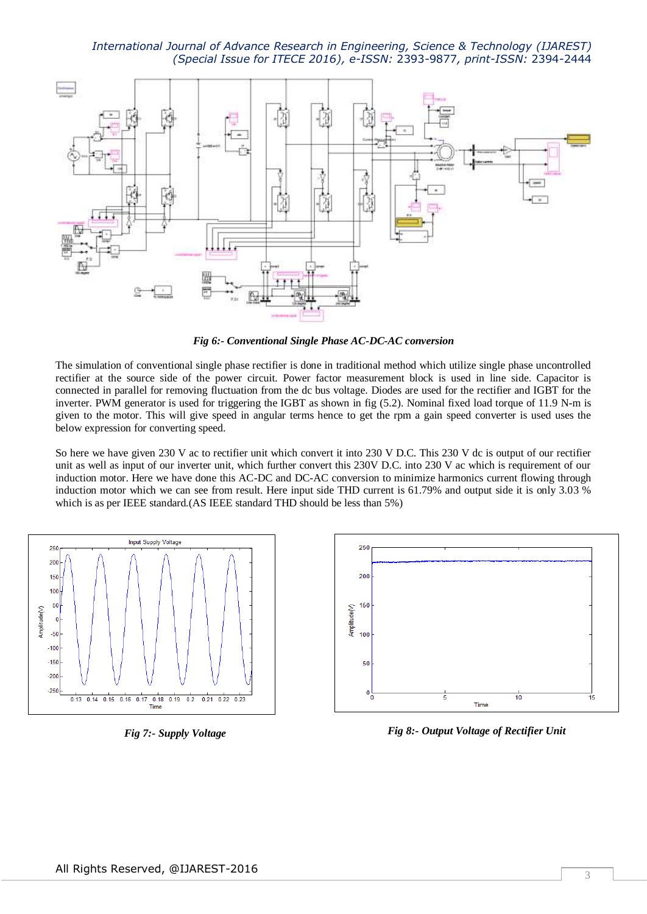*Fig 6:- Conventional Single Phase AC-DC-AC conversion*

The simulation of conventional single phase rectifier is done in traditional method which utilize single phase uncontrolled rectifier at the source side of the power circuit. Power factor measurement block is used in line side. Capacitor is connected in parallel for removing fluctuation from the dc bus voltage. Diodes are used for the rectifier and IGBT for the inverter. PWM generator is used for triggering the IGBT as shown in fig (5.2). Nominal fixed load torque of 11.9 N-m is given to the motor. This will give speed in angular terms hence to get the rpm a gain speed converter is used uses the below expression for converting speed.

So here we have given 230 V ac to rectifier unit which convert it into 230 V D.C. This 230 V dc is output of our rectifier unit as well as input of our inverter unit, which further convert this 230V D.C. into 230 V ac which is requirement of our induction motor. Here we have done this AC-DC and DC-AC conversion to minimize harmonics current flowing through induction motor which we can see from result. Here input side THD current is 61.79% and output side it is only 3.03 % which is as per IEEE standard.(AS IEEE standard THD should be less than 5%)

*Fig 7:- Supply Voltage*

*Fig 8:- Output Voltage of Rectifier Unit*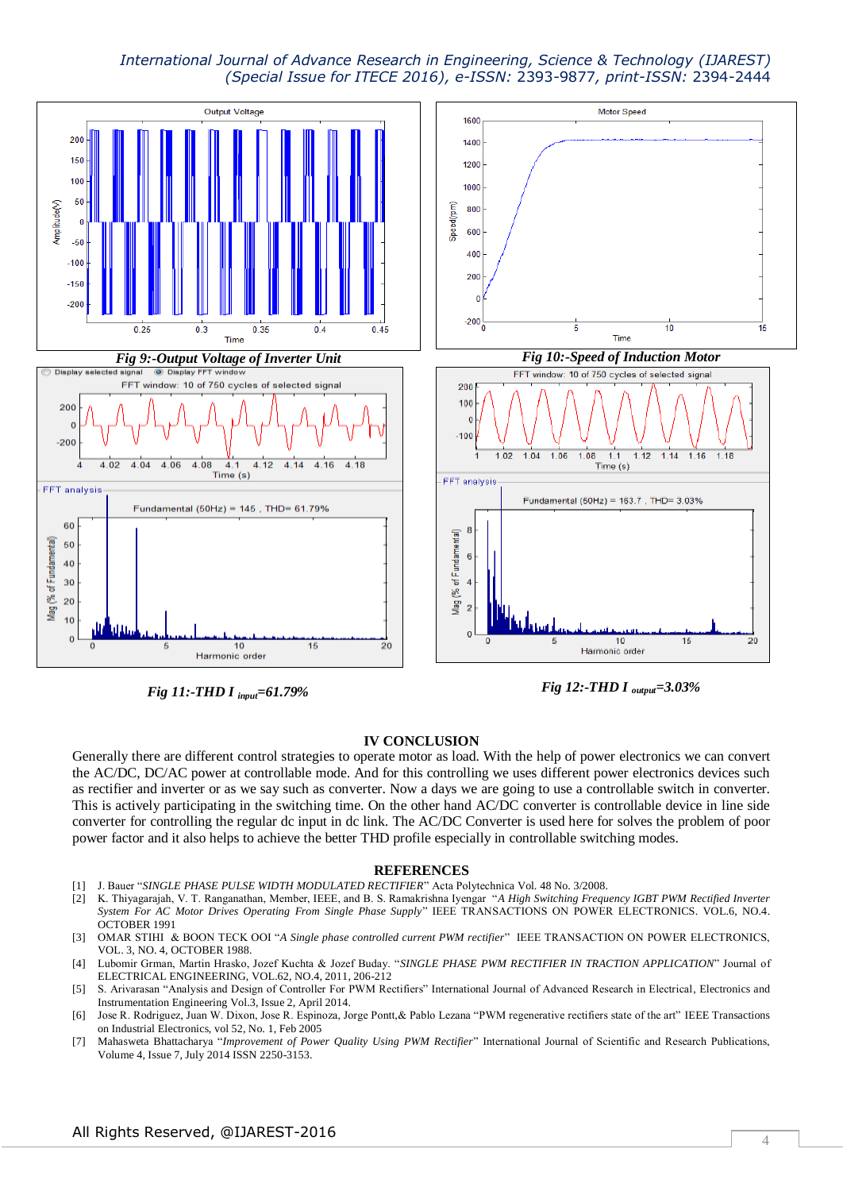Output Voltage

200
150
100
50
0
-50
-100
-150
-200

Amplitude(V)

0.25 0.3 0.35 0.4 0.45

Time

*Fig 9:-Output Voltage of Inverter Unit*

Motor Speed

1600
1400
1200
1000
800
600
400
200
0
-200

Speed(rpm)

0 5 10 15

Time

*Fig 10:-Speed of Induction Motor*

Display selected signal
Display FFT window

FFT window: 10 of 750 cycles of selected signal

200
0
-200

4 4.02 4.04 4.06 4.08 4.1 4.12 4.14 4.16 4.18

Time (s)

FFT analysis

Fundamental (50Hz) = 145 , THD= 61.79%

60
50
40
30
20
10
0

Mag (% of Fundamental)

0 5 10 15 20

Harmonic order

FFT window: 10 of 750 cycles of selected signal

200
100
0
-100

1 1.02 1.04 1.06 1.08 1.1 1.12 1.14 1.16 1.18

Time (s)

FFT analysis

Fundamental (50Hz) = 163.7 , THD= 3.03%

8
6
4
2
0

Mag (% of Fundamental)

0 5 10 15 20

Harmonic order

*Fig 11:-THD I $_{input}$=61.79%*

*Fig 12:-THD I $_{output}$=3.03%*

## IV CONCLUSION

Generally there are different control strategies to operate motor as load. With the help of power electronics we can convert the AC/DC, DC/AC power at controllable mode. And for this controlling we uses different power electronics devices such as rectifier and inverter or as we say such as converter. Now a days we are going to use a controllable switch in converter. This is actively participating in the switching time. On the other hand AC/DC converter is controllable device in line side converter for controlling the regular dc input in dc link. The AC/DC Converter is used here for solves the problem of poor power factor and it also helps to achieve the better THD profile especially in controllable switching modes.

## REFERENCES

[1] J. Bauer "*SINGLE PHASE PULSE WIDTH MODULATED RECTIFIER*" Acta Polytechnica Vol. 48 No. 3/2008.

[2] K. Thiyagarajah, V. T. Ranganathan, Member, IEEE, and B. S. Ramakrishna Iyengar "*A High Switching Frequency IGBT PWM Rectified Inverter System For AC Motor Drives Operating From Single Phase Supply*" IEEE TRANSACTIONS ON POWER ELECTRONICS. VOL.6, NO.4. OCTOBER 1991

[3] OMAR STIHI & BOON TECK OOI "*A Single phase controlled current PWM rectifier*" IEEE TRANSACTION ON POWER ELECTRONICS, VOL. 3, NO. 4, OCTOBER 1988.

[4] Lubomir Grman, Martin Hrasko, Jozef Kuchta & Jozef Buday. "*SINGLE PHASE PWM RECTIFIER IN TRACTION APPLICATION*" Journal of ELECTRICAL ENGINEERING, VOL.62, NO.4, 2011, 206-212

[5] S. Arivarasan "Analysis and Design of Controller For PWM Rectifiers" International Journal of Advanced Research in Electrical, Electronics and Instrumentation Engineering Vol.3, Issue 2, April 2014.

[6] Jose R. Rodriguez, Juan W. Dixon, Jose R. Espinoza, Jorge Pontt,& Pablo Lezana "PWM regenerative rectifiers state of the art" IEEE Transactions on Industrial Electronics, vol 52, No. 1, Feb 2005

[7] Mahasweta Bhattacharya "*Improvement of Power Quality Using PWM Rectifier*" International Journal of Scientific and Research Publications, Volume 4, Issue 7, July 2014 ISSN 2250-3153.